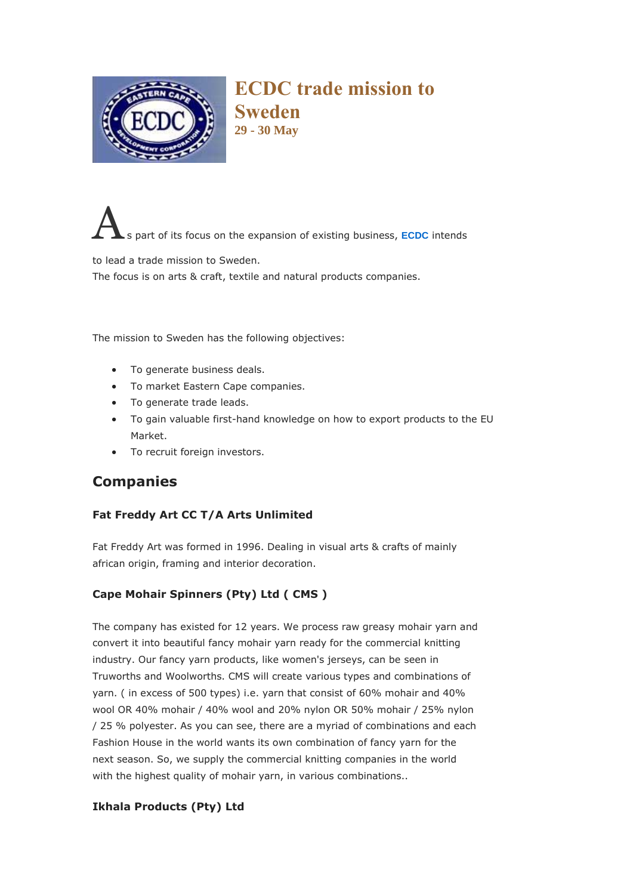# ECDC trade mission to Sweden

### 29 - 30 May

As part of its focus on the expansion of existing business, **ECDC** intends to lead a trade mission to Sweden.
The focus is on arts & craft, textile and natural products companies.

The mission to Sweden has the following objectives:

- To generate business deals.
- To market Eastern Cape companies.
- To generate trade leads.
- To gain valuable first-hand knowledge on how to export products to the EU Market.
- To recruit foreign investors.

## Companies

### Fat Freddy Art CC T/A Arts Unlimited

Fat Freddy Art was formed in 1996. Dealing in visual arts & crafts of mainly african origin, framing and interior decoration.

### Cape Mohair Spinners (Pty) Ltd ( CMS )

The company has existed for 12 years. We process raw greasy mohair yarn and convert it into beautiful fancy mohair yarn ready for the commercial knitting industry. Our fancy yarn products, like women's jerseys, can be seen in Truworths and Woolworths. CMS will create various types and combinations of yarn. ( in excess of 500 types) i.e. yarn that consist of 60% mohair and 40% wool OR 40% mohair / 40% wool and 20% nylon OR 50% mohair / 25% nylon / 25 % polyester. As you can see, there are a myriad of combinations and each Fashion House in the world wants its own combination of fancy yarn for the next season. So, we supply the commercial knitting companies in the world with the highest quality of mohair yarn, in various combinations..

### Ikhala Products (Pty) Ltd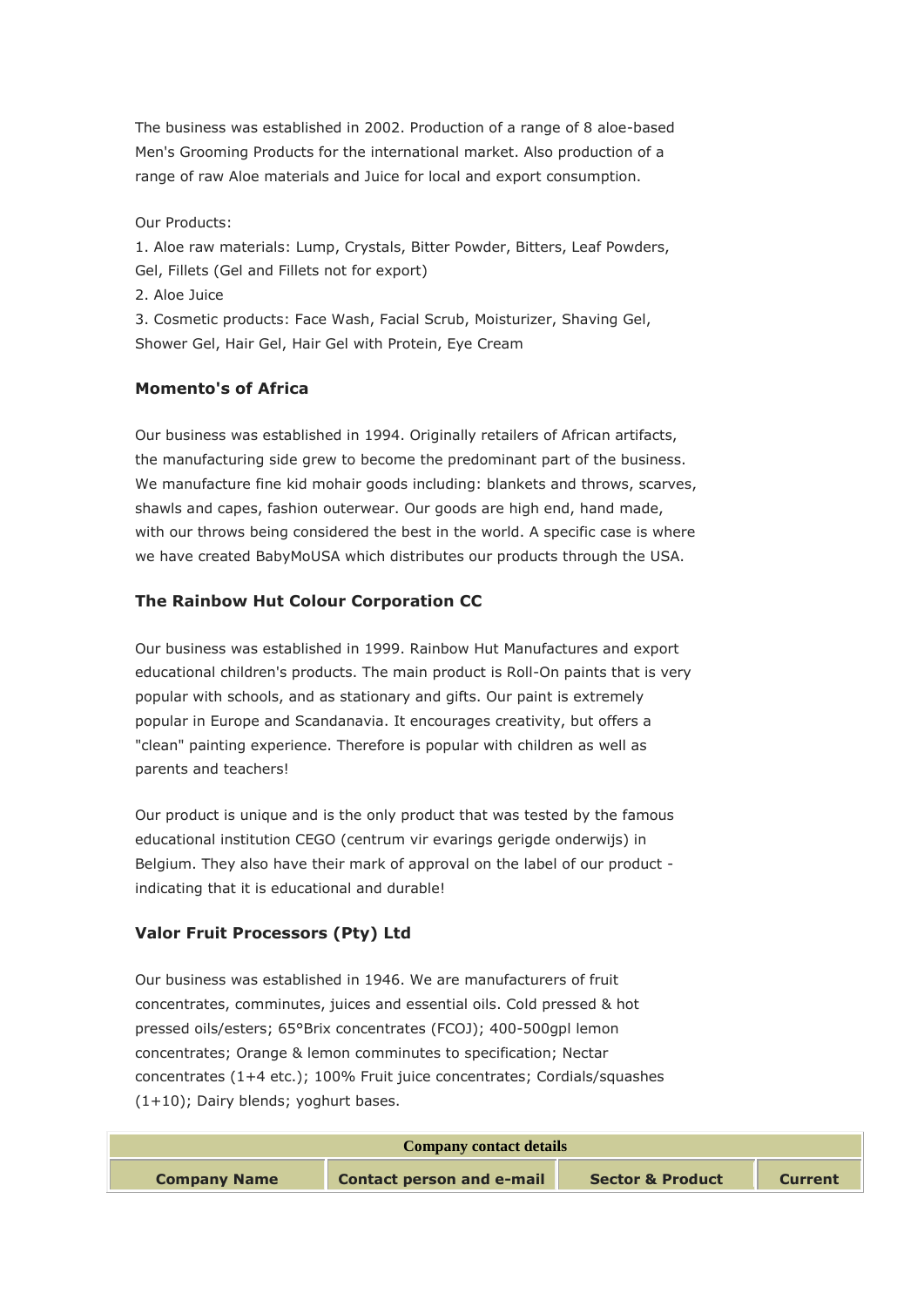The business was established in 2002. Production of a range of 8 aloe-based Men's Grooming Products for the international market. Also production of a range of raw Aloe materials and Juice for local and export consumption.

Our Products:
1. Aloe raw materials: Lump, Crystals, Bitter Powder, Bitters, Leaf Powders, Gel, Fillets (Gel and Fillets not for export)
2. Aloe Juice
3. Cosmetic products: Face Wash, Facial Scrub, Moisturizer, Shaving Gel, Shower Gel, Hair Gel, Hair Gel with Protein, Eye Cream

### Momento's of Africa

Our business was established in 1994. Originally retailers of African artifacts, the manufacturing side grew to become the predominant part of the business. We manufacture fine kid mohair goods including: blankets and throws, scarves, shawls and capes, fashion outerwear. Our goods are high end, hand made, with our throws being considered the best in the world. A specific case is where we have created BabyMoUSA which distributes our products through the USA.

### The Rainbow Hut Colour Corporation CC

Our business was established in 1999. Rainbow Hut Manufactures and export educational children's products. The main product is Roll-On paints that is very popular with schools, and as stationary and gifts. Our paint is extremely popular in Europe and Scandanavia. It encourages creativity, but offers a "clean" painting experience. Therefore is popular with children as well as parents and teachers!

Our product is unique and is the only product that was tested by the famous educational institution CEGO (centrum vir evarings gerigde onderwijs) in Belgium. They also have their mark of approval on the label of our product - indicating that it is educational and durable!

### Valor Fruit Processors (Pty) Ltd

Our business was established in 1946. We are manufacturers of fruit concentrates, comminutes, juices and essential oils. Cold pressed & hot pressed oils/esters; 65°Brix concentrates (FCOJ); 400-500gpl lemon concentrates; Orange & lemon comminutes to specification; Nectar concentrates (1+4 etc.); 100% Fruit juice concentrates; Cordials/squashes (1+10); Dairy blends; yoghurt bases.

| Company contact details | | | |
|---|---|---|---|
| **Company Name** | **Contact person and e-mail** | **Sector & Product** | **Current** |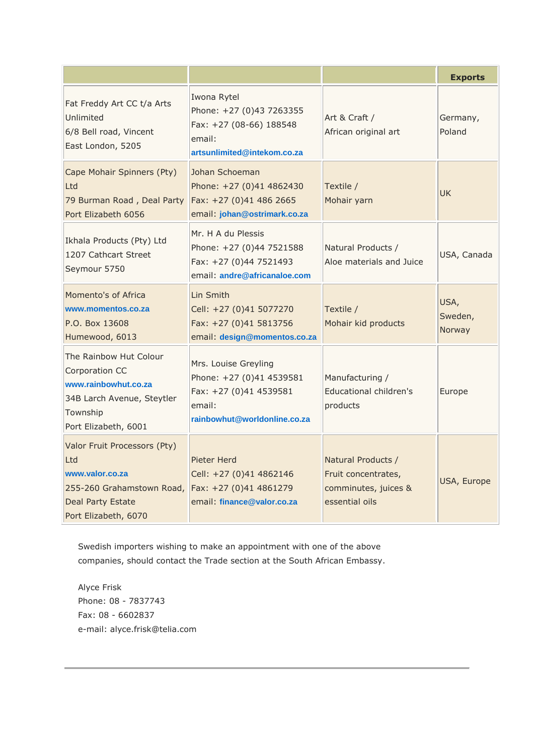| | | | Exports |
|---|---|---|---|
| Fat Freddy Art CC t/a Arts Unlimited<br>6/8 Bell road, Vincent<br>East London, 5205 | Iwona Rytel<br>Phone: +27 (0)43 7263355<br>Fax: +27 (08-66) 188548<br>email:<br>**artsunlimited@intekom.co.za** | Art & Craft /<br>African original art | Germany, Poland |
| Cape Mohair Spinners (Pty) Ltd<br>79 Burman Road , Deal Party<br>Port Elizabeth 6056 | Johan Schoeman<br>Phone: +27 (0)41 4862430<br>Fax: +27 (0)41 486 2665<br>email: **johan@ostrimark.co.za** | Textile /<br>Mohair yarn | UK |
| Ikhala Products (Pty) Ltd<br>1207 Cathcart Street<br>Seymour 5750 | Mr. H A du Plessis<br>Phone: +27 (0)44 7521588<br>Fax: +27 (0)44 7521493<br>email: **andre@africanaloe.com** | Natural Products /<br>Aloe materials and Juice | USA, Canada |
| Momento's of Africa<br>**www.momentos.co.za**<br>P.O. Box 13608<br>Humewood, 6013 | Lin Smith<br>Cell: +27 (0)41 5077270<br>Fax: +27 (0)41 5813756<br>email: **design@momentos.co.za** | Textile /<br>Mohair kid products | USA, Sweden, Norway |
| The Rainbow Hut Colour Corporation CC<br>**www.rainbowhut.co.za**<br>34B Larch Avenue, Steytler Township<br>Port Elizabeth, 6001 | Mrs. Louise Greyling<br>Phone: +27 (0)41 4539581<br>Fax: +27 (0)41 4539581<br>email:<br>**rainbowhut@worldonline.co.za** | Manufacturing /<br>Educational children's products | Europe |
| Valor Fruit Processors (Pty) Ltd<br>**www.valor.co.za**<br>255-260 Grahamstown Road, Deal Party Estate<br>Port Elizabeth, 6070 | Pieter Herd<br>Cell: +27 (0)41 4862146<br>Fax: +27 (0)41 4861279<br>email: **finance@valor.co.za** | Natural Products /<br>Fruit concentrates, comminutes, juices & essential oils | USA, Europe |

Swedish importers wishing to make an appointment with one of the above companies, should contact the Trade section at the South African Embassy.

Alyce Frisk
Phone: 08 - 7837743
Fax: 08 - 6602837
e-mail: alyce.frisk@telia.com